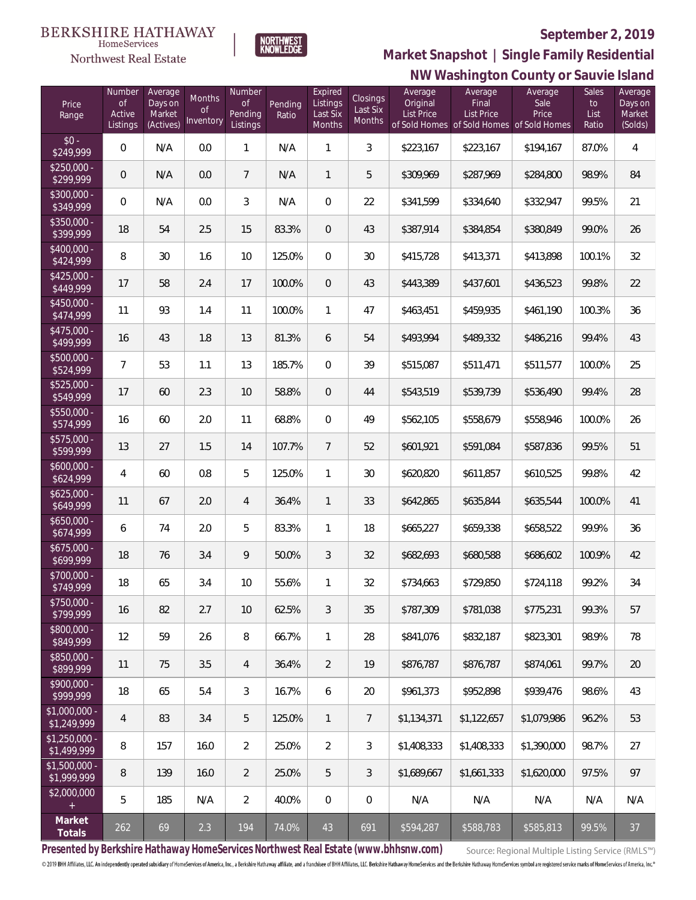BERKSHIRE HATHAWAY HomeServices Northwest Real Estate

NORTHWEST KNOWLEDGE

## September 2, 2019

## Market Snapshot | Single Family Residential

## NW Washington County or Sauvie Island

| Price Range | Number of Active Listings | Average Days on Market (Actives) | Months of Inventory | Number of Pending Listings | Pending Ratio | Expired Listings Last Six Months | Closings Last Six Months | Average Original List Price of Sold Homes | Average Final List Price of Sold Homes | Average Sale Price of Sold Homes | Sales to List Ratio | Average Days on Market (Solds) |
|---|---|---|---|---|---|---|---|---|---|---|---|---|
| $0 - $249,999 | 0 | N/A | 0.0 | 1 | N/A | 1 | 3 | $223,167 | $223,167 | $194,167 | 87.0% | 4 |
| $250,000 - $299,999 | 0 | N/A | 0.0 | 7 | N/A | 1 | 5 | $309,969 | $287,969 | $284,800 | 98.9% | 84 |
| $300,000 - $349,999 | 0 | N/A | 0.0 | 3 | N/A | 0 | 22 | $341,599 | $334,640 | $332,947 | 99.5% | 21 |
| $350,000 - $399,999 | 18 | 54 | 2.5 | 15 | 83.3% | 0 | 43 | $387,914 | $384,854 | $380,849 | 99.0% | 26 |
| $400,000 - $424,999 | 8 | 30 | 1.6 | 10 | 125.0% | 0 | 30 | $415,728 | $413,371 | $413,898 | 100.1% | 32 |
| $425,000 - $449,999 | 17 | 58 | 2.4 | 17 | 100.0% | 0 | 43 | $443,389 | $437,601 | $436,523 | 99.8% | 22 |
| $450,000 - $474,999 | 11 | 93 | 1.4 | 11 | 100.0% | 1 | 47 | $463,451 | $459,935 | $461,190 | 100.3% | 36 |
| $475,000 - $499,999 | 16 | 43 | 1.8 | 13 | 81.3% | 6 | 54 | $493,994 | $489,332 | $486,216 | 99.4% | 43 |
| $500,000 - $524,999 | 7 | 53 | 1.1 | 13 | 185.7% | 0 | 39 | $515,087 | $511,471 | $511,577 | 100.0% | 25 |
| $525,000 - $549,999 | 17 | 60 | 2.3 | 10 | 58.8% | 0 | 44 | $543,519 | $539,739 | $536,490 | 99.4% | 28 |
| $550,000 - $574,999 | 16 | 60 | 2.0 | 11 | 68.8% | 0 | 49 | $562,105 | $558,679 | $558,946 | 100.0% | 26 |
| $575,000 - $599,999 | 13 | 27 | 1.5 | 14 | 107.7% | 7 | 52 | $601,921 | $591,084 | $587,836 | 99.5% | 51 |
| $600,000 - $624,999 | 4 | 60 | 0.8 | 5 | 125.0% | 1 | 30 | $620,820 | $611,857 | $610,525 | 99.8% | 42 |
| $625,000 - $649,999 | 11 | 67 | 2.0 | 4 | 36.4% | 1 | 33 | $642,865 | $635,844 | $635,544 | 100.0% | 41 |
| $650,000 - $674,999 | 6 | 74 | 2.0 | 5 | 83.3% | 1 | 18 | $665,227 | $659,338 | $658,522 | 99.9% | 36 |
| $675,000 - $699,999 | 18 | 76 | 3.4 | 9 | 50.0% | 3 | 32 | $682,693 | $680,588 | $686,602 | 100.9% | 42 |
| $700,000 - $749,999 | 18 | 65 | 3.4 | 10 | 55.6% | 1 | 32 | $734,663 | $729,850 | $724,118 | 99.2% | 34 |
| $750,000 - $799,999 | 16 | 82 | 2.7 | 10 | 62.5% | 3 | 35 | $787,309 | $781,038 | $775,231 | 99.3% | 57 |
| $800,000 - $849,999 | 12 | 59 | 2.6 | 8 | 66.7% | 1 | 28 | $841,076 | $832,187 | $823,301 | 98.9% | 78 |
| $850,000 - $899,999 | 11 | 75 | 3.5 | 4 | 36.4% | 2 | 19 | $876,787 | $876,787 | $874,061 | 99.7% | 20 |
| $900,000 - $999,999 | 18 | 65 | 5.4 | 3 | 16.7% | 6 | 20 | $961,373 | $952,898 | $939,476 | 98.6% | 43 |
| $1,000,000 - $1,249,999 | 4 | 83 | 3.4 | 5 | 125.0% | 1 | 7 | $1,134,371 | $1,122,657 | $1,079,986 | 96.2% | 53 |
| $1,250,000 - $1,499,999 | 8 | 157 | 16.0 | 2 | 25.0% | 2 | 3 | $1,408,333 | $1,408,333 | $1,390,000 | 98.7% | 27 |
| $1,500,000 - $1,999,999 | 8 | 139 | 16.0 | 2 | 25.0% | 5 | 3 | $1,689,667 | $1,661,333 | $1,620,000 | 97.5% | 97 |
| $2,000,000 + | 5 | 185 | N/A | 2 | 40.0% | 0 | 0 | N/A | N/A | N/A | N/A | N/A |
| **Market Totals** | 262 | 69 | 2.3 | 194 | 74.0% | 43 | 691 | $594,287 | $588,783 | $585,813 | 99.5% | 37 |

**Presented by Berkshire Hathaway HomeServices Northwest Real Estate (www.bhhsnw.com)**

Source: Regional Multiple Listing Service (RMLS™)

© 2019 BHH Affiliates, LLC. An independently operated subsidiary of HomeServices of America, Inc., a Berkshire Hathaway affiliate, and a franchisee of BHH Affiliates, LLC. Berkshire Hathaway HomeServices and the Berkshire Hathaway HomeServices symbol are registered service marks of HomeServices of America, Inc.®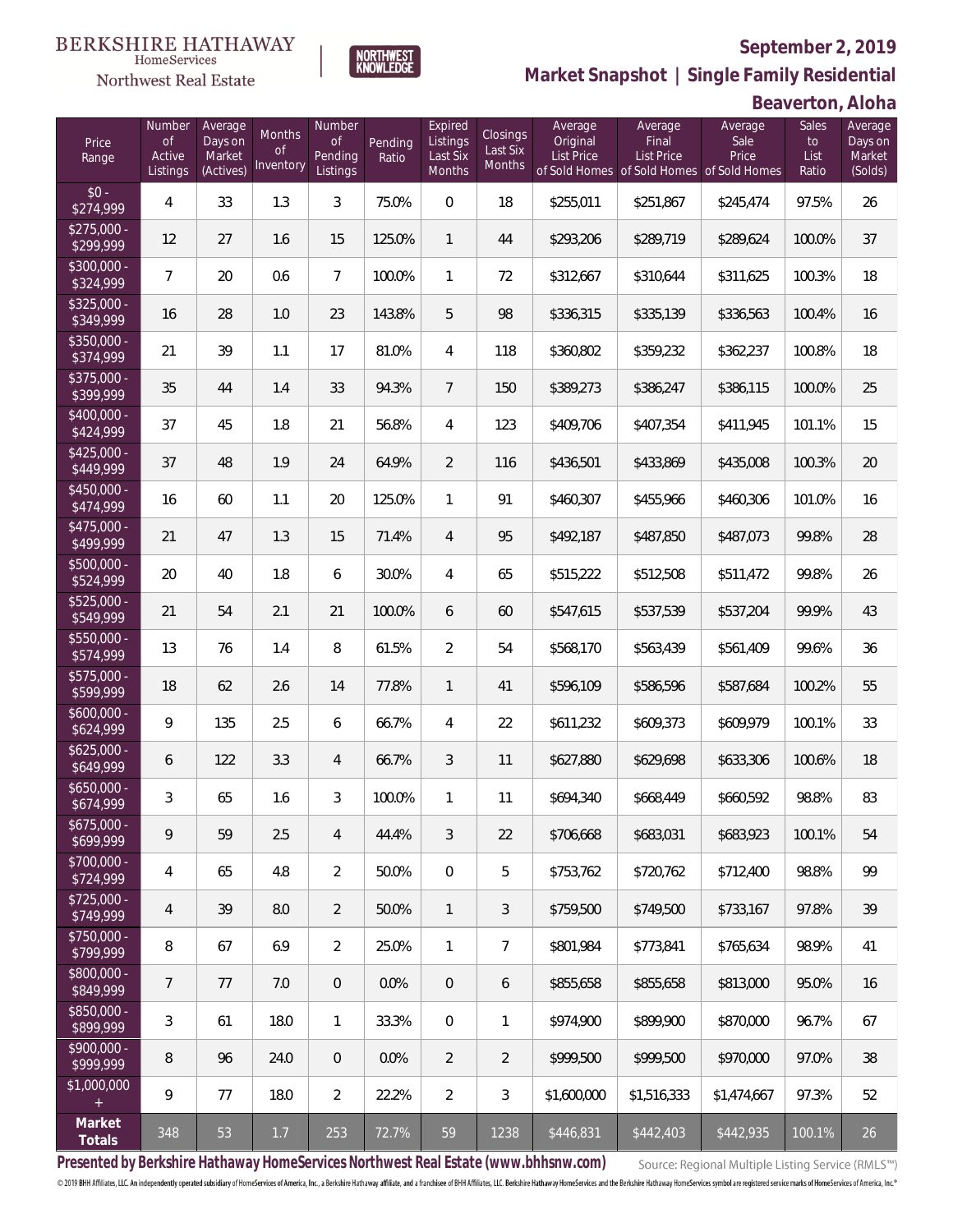BERKSHIRE HATHAWAY HomeServices Northwest Real Estate

NORTHWEST KNOWLEDGE

**September 2, 2019**

## Market Snapshot | Single Family Residential

## Beaverton, Aloha

| Price Range | Number of Active Listings | Average Days on Market (Actives) | Months of Inventory | Number of Pending Listings | Pending Ratio | Expired Listings Last Six Months | Closings Last Six Months | Average Original List Price of Sold Homes | Average Final List Price of Sold Homes | Average Sale Price of Sold Homes | Sales to List Ratio | Average Days on Market (Solds) |
|---|---|---|---|---|---|---|---|---|---|---|---|---|
| $0 - $274,999 | 4 | 33 | 1.3 | 3 | 75.0% | 0 | 18 | $255,011 | $251,867 | $245,474 | 97.5% | 26 |
| $275,000 - $299,999 | 12 | 27 | 1.6 | 15 | 125.0% | 1 | 44 | $293,206 | $289,719 | $289,624 | 100.0% | 37 |
| $300,000 - $324,999 | 7 | 20 | 0.6 | 7 | 100.0% | 1 | 72 | $312,667 | $310,644 | $311,625 | 100.3% | 18 |
| $325,000 - $349,999 | 16 | 28 | 1.0 | 23 | 143.8% | 5 | 98 | $336,315 | $335,139 | $336,563 | 100.4% | 16 |
| $350,000 - $374,999 | 21 | 39 | 1.1 | 17 | 81.0% | 4 | 118 | $360,802 | $359,232 | $362,237 | 100.8% | 18 |
| $375,000 - $399,999 | 35 | 44 | 1.4 | 33 | 94.3% | 7 | 150 | $389,273 | $386,247 | $386,115 | 100.0% | 25 |
| $400,000 - $424,999 | 37 | 45 | 1.8 | 21 | 56.8% | 4 | 123 | $409,706 | $407,354 | $411,945 | 101.1% | 15 |
| $425,000 - $449,999 | 37 | 48 | 1.9 | 24 | 64.9% | 2 | 116 | $436,501 | $433,869 | $435,008 | 100.3% | 20 |
| $450,000 - $474,999 | 16 | 60 | 1.1 | 20 | 125.0% | 1 | 91 | $460,307 | $455,966 | $460,306 | 101.0% | 16 |
| $475,000 - $499,999 | 21 | 47 | 1.3 | 15 | 71.4% | 4 | 95 | $492,187 | $487,850 | $487,073 | 99.8% | 28 |
| $500,000 - $524,999 | 20 | 40 | 1.8 | 6 | 30.0% | 4 | 65 | $515,222 | $512,508 | $511,472 | 99.8% | 26 |
| $525,000 - $549,999 | 21 | 54 | 2.1 | 21 | 100.0% | 6 | 60 | $547,615 | $537,539 | $537,204 | 99.9% | 43 |
| $550,000 - $574,999 | 13 | 76 | 1.4 | 8 | 61.5% | 2 | 54 | $568,170 | $563,439 | $561,409 | 99.6% | 36 |
| $575,000 - $599,999 | 18 | 62 | 2.6 | 14 | 77.8% | 1 | 41 | $596,109 | $586,596 | $587,684 | 100.2% | 55 |
| $600,000 - $624,999 | 9 | 135 | 2.5 | 6 | 66.7% | 4 | 22 | $611,232 | $609,373 | $609,979 | 100.1% | 33 |
| $625,000 - $649,999 | 6 | 122 | 3.3 | 4 | 66.7% | 3 | 11 | $627,880 | $629,698 | $633,306 | 100.6% | 18 |
| $650,000 - $674,999 | 3 | 65 | 1.6 | 3 | 100.0% | 1 | 11 | $694,340 | $668,449 | $660,592 | 98.8% | 83 |
| $675,000 - $699,999 | 9 | 59 | 2.5 | 4 | 44.4% | 3 | 22 | $706,668 | $683,031 | $683,923 | 100.1% | 54 |
| $700,000 - $724,999 | 4 | 65 | 4.8 | 2 | 50.0% | 0 | 5 | $753,762 | $720,762 | $712,400 | 98.8% | 99 |
| $725,000 - $749,999 | 4 | 39 | 8.0 | 2 | 50.0% | 1 | 3 | $759,500 | $749,500 | $733,167 | 97.8% | 39 |
| $750,000 - $799,999 | 8 | 67 | 6.9 | 2 | 25.0% | 1 | 7 | $801,984 | $773,841 | $765,634 | 98.9% | 41 |
| $800,000 - $849,999 | 7 | 77 | 7.0 | 0 | 0.0% | 0 | 6 | $855,658 | $855,658 | $813,000 | 95.0% | 16 |
| $850,000 - $899,999 | 3 | 61 | 18.0 | 1 | 33.3% | 0 | 1 | $974,900 | $899,900 | $870,000 | 96.7% | 67 |
| $900,000 - $999,999 | 8 | 96 | 24.0 | 0 | 0.0% | 2 | 2 | $999,500 | $999,500 | $970,000 | 97.0% | 38 |
| $1,000,000 + | 9 | 77 | 18.0 | 2 | 22.2% | 2 | 3 | $1,600,000 | $1,516,333 | $1,474,667 | 97.3% | 52 |
| **Market Totals** | 348 | 53 | 1.7 | 253 | 72.7% | 59 | 1238 | $446,831 | $442,403 | $442,935 | 100.1% | 26 |

**Presented by Berkshire Hathaway HomeServices Northwest Real Estate (www.bhhsnw.com)**

Source: Regional Multiple Listing Service (RMLS™)

© 2019 BHH Affiliates, LLC. An independently operated subsidiary of HomeServices of America, Inc., a Berkshire Hathaway affiliate, and a franchisee of BHH Affiliates, LLC. Berkshire Hathaway HomeServices and the Berkshire Hathaway HomeServices symbol are registered service marks of HomeServices of America, Inc.®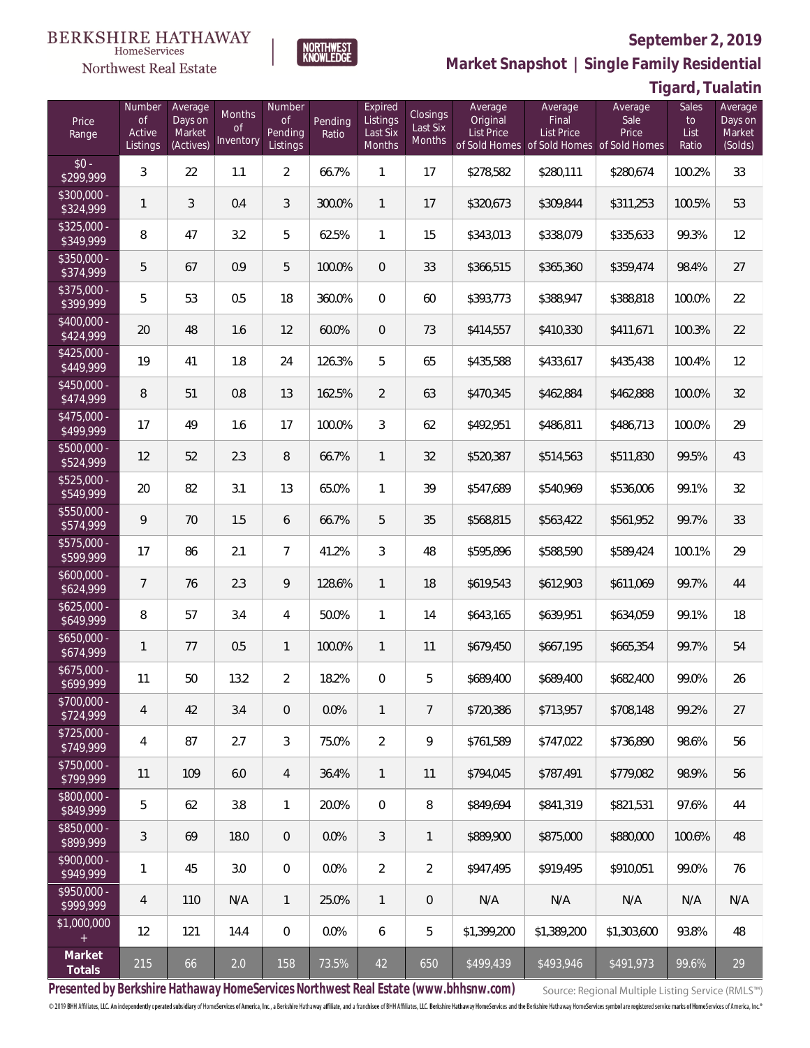BERKSHIRE HATHAWAY HomeServices Northwest Real Estate | NORTHWEST KNOWLEDGE

**September 2, 2019**

**Market Snapshot | Single Family Residential**

**Tigard, Tualatin**

| Price Range | Number of Active Listings | Average Days on Market (Actives) | Months of Inventory | Number of Pending Listings | Pending Ratio | Expired Listings Last Six Months | Closings Last Six Months | Average Original List Price of Sold Homes | Average Final List Price of Sold Homes | Average Sale Price of Sold Homes | Sales to List Ratio | Average Days on Market (Solds) |
|---|---|---|---|---|---|---|---|---|---|---|---|---|
| $0 - $299,999 | 3 | 22 | 1.1 | 2 | 66.7% | 1 | 17 | $278,582 | $280,111 | $280,674 | 100.2% | 33 |
| $300,000 - $324,999 | 1 | 3 | 0.4 | 3 | 300.0% | 1 | 17 | $320,673 | $309,844 | $311,253 | 100.5% | 53 |
| $325,000 - $349,999 | 8 | 47 | 3.2 | 5 | 62.5% | 1 | 15 | $343,013 | $338,079 | $335,633 | 99.3% | 12 |
| $350,000 - $374,999 | 5 | 67 | 0.9 | 5 | 100.0% | 0 | 33 | $366,515 | $365,360 | $359,474 | 98.4% | 27 |
| $375,000 - $399,999 | 5 | 53 | 0.5 | 18 | 360.0% | 0 | 60 | $393,773 | $388,947 | $388,818 | 100.0% | 22 |
| $400,000 - $424,999 | 20 | 48 | 1.6 | 12 | 60.0% | 0 | 73 | $414,557 | $410,330 | $411,671 | 100.3% | 22 |
| $425,000 - $449,999 | 19 | 41 | 1.8 | 24 | 126.3% | 5 | 65 | $435,588 | $433,617 | $435,438 | 100.4% | 12 |
| $450,000 - $474,999 | 8 | 51 | 0.8 | 13 | 162.5% | 2 | 63 | $470,345 | $462,884 | $462,888 | 100.0% | 32 |
| $475,000 - $499,999 | 17 | 49 | 1.6 | 17 | 100.0% | 3 | 62 | $492,951 | $486,811 | $486,713 | 100.0% | 29 |
| $500,000 - $524,999 | 12 | 52 | 2.3 | 8 | 66.7% | 1 | 32 | $520,387 | $514,563 | $511,830 | 99.5% | 43 |
| $525,000 - $549,999 | 20 | 82 | 3.1 | 13 | 65.0% | 1 | 39 | $547,689 | $540,969 | $536,006 | 99.1% | 32 |
| $550,000 - $574,999 | 9 | 70 | 1.5 | 6 | 66.7% | 5 | 35 | $568,815 | $563,422 | $561,952 | 99.7% | 33 |
| $575,000 - $599,999 | 17 | 86 | 2.1 | 7 | 41.2% | 3 | 48 | $595,896 | $588,590 | $589,424 | 100.1% | 29 |
| $600,000 - $624,999 | 7 | 76 | 2.3 | 9 | 128.6% | 1 | 18 | $619,543 | $612,903 | $611,069 | 99.7% | 44 |
| $625,000 - $649,999 | 8 | 57 | 3.4 | 4 | 50.0% | 1 | 14 | $643,165 | $639,951 | $634,059 | 99.1% | 18 |
| $650,000 - $674,999 | 1 | 77 | 0.5 | 1 | 100.0% | 1 | 11 | $679,450 | $667,195 | $665,354 | 99.7% | 54 |
| $675,000 - $699,999 | 11 | 50 | 13.2 | 2 | 18.2% | 0 | 5 | $689,400 | $689,400 | $682,400 | 99.0% | 26 |
| $700,000 - $724,999 | 4 | 42 | 3.4 | 0 | 0.0% | 1 | 7 | $720,386 | $713,957 | $708,148 | 99.2% | 27 |
| $725,000 - $749,999 | 4 | 87 | 2.7 | 3 | 75.0% | 2 | 9 | $761,589 | $747,022 | $736,890 | 98.6% | 56 |
| $750,000 - $799,999 | 11 | 109 | 6.0 | 4 | 36.4% | 1 | 11 | $794,045 | $787,491 | $779,082 | 98.9% | 56 |
| $800,000 - $849,999 | 5 | 62 | 3.8 | 1 | 20.0% | 0 | 8 | $849,694 | $841,319 | $821,531 | 97.6% | 44 |
| $850,000 - $899,999 | 3 | 69 | 18.0 | 0 | 0.0% | 3 | 1 | $889,900 | $875,000 | $880,000 | 100.6% | 48 |
| $900,000 - $949,999 | 1 | 45 | 3.0 | 0 | 0.0% | 2 | 2 | $947,495 | $919,495 | $910,051 | 99.0% | 76 |
| $950,000 - $999,999 | 4 | 110 | N/A | 1 | 25.0% | 1 | 0 | N/A | N/A | N/A | N/A | N/A |
| $1,000,000 + | 12 | 121 | 14.4 | 0 | 0.0% | 6 | 5 | $1,399,200 | $1,389,200 | $1,303,600 | 93.8% | 48 |
| **Market Totals** | 215 | 66 | 2.0 | 158 | 73.5% | 42 | 650 | $499,439 | $493,946 | $491,973 | 99.6% | 29 |

**Presented by Berkshire Hathaway HomeServices Northwest Real Estate (www.bhhsnw.com)**

Source: Regional Multiple Listing Service (RMLS™)

© 2019 BHH Affiliates, LLC. An independently operated subsidiary of HomeServices of America, Inc., a Berkshire Hathaway affiliate, and a franchisee of BHH Affiliates, LLC. Berkshire Hathaway HomeServices and the Berkshire Hathaway HomeServices symbol are registered service marks of HomeServices of America, Inc.®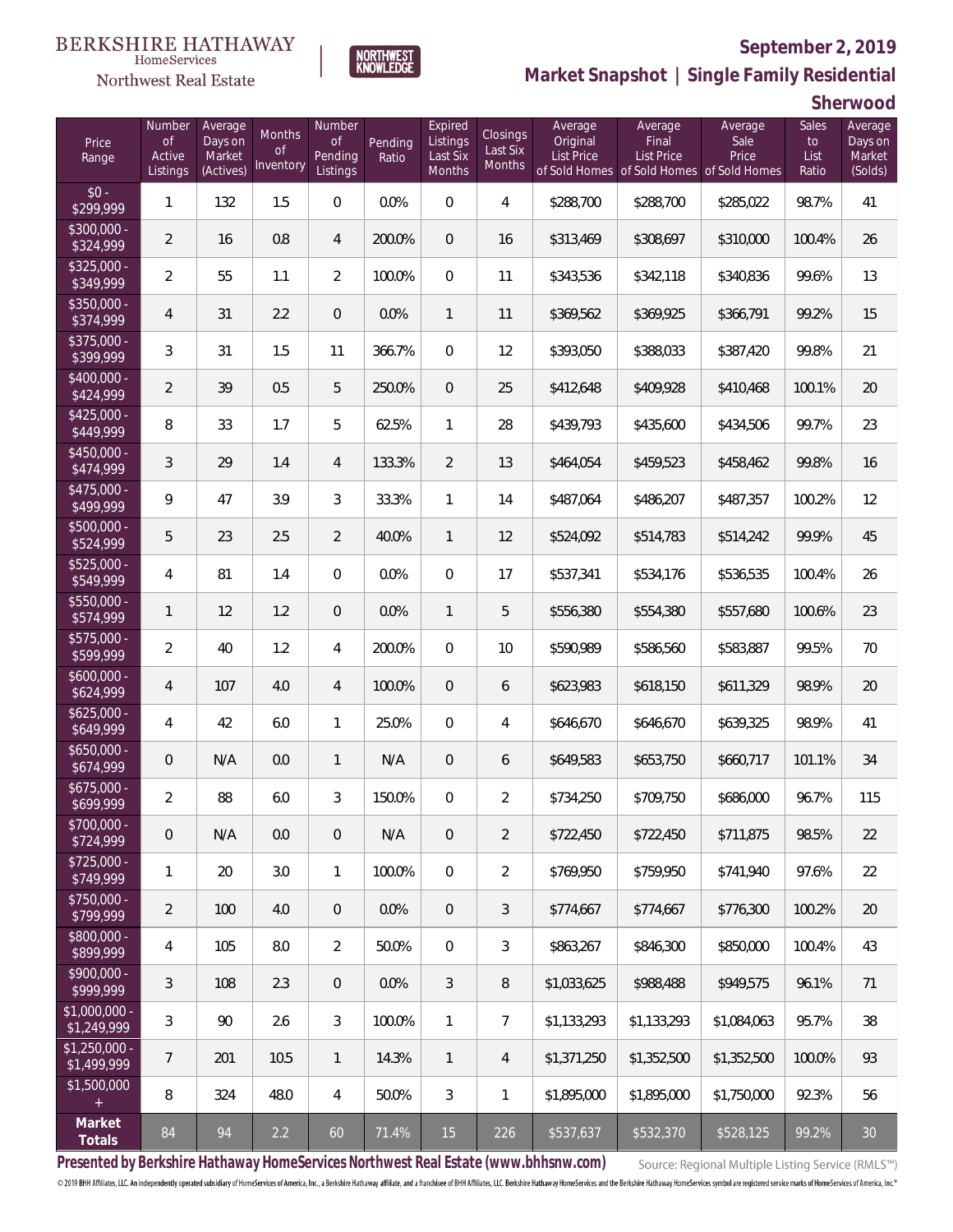BERKSHIRE HATHAWAY HomeServices Northwest Real Estate

NORTHWEST KNOWLEDGE

**September 2, 2019**

## Market Snapshot | Single Family Residential

### Sherwood

| Price Range | Number of Active Listings | Average Days on Market (Actives) | Months of Inventory | Number of Pending Listings | Pending Ratio | Expired Listings Last Six Months | Closings Last Six Months | Average Original List Price of Sold Homes | Average Final List Price of Sold Homes | Average Sale Price of Sold Homes | Sales to List Ratio | Average Days on Market (Solds) |
|---|---|---|---|---|---|---|---|---|---|---|---|---|
| $0 - $299,999 | 1 | 132 | 1.5 | 0 | 0.0% | 0 | 4 | $288,700 | $288,700 | $285,022 | 98.7% | 41 |
| $300,000 - $324,999 | 2 | 16 | 0.8 | 4 | 200.0% | 0 | 16 | $313,469 | $308,697 | $310,000 | 100.4% | 26 |
| $325,000 - $349,999 | 2 | 55 | 1.1 | 2 | 100.0% | 0 | 11 | $343,536 | $342,118 | $340,836 | 99.6% | 13 |
| $350,000 - $374,999 | 4 | 31 | 2.2 | 0 | 0.0% | 1 | 11 | $369,562 | $369,925 | $366,791 | 99.2% | 15 |
| $375,000 - $399,999 | 3 | 31 | 1.5 | 11 | 366.7% | 0 | 12 | $393,050 | $388,033 | $387,420 | 99.8% | 21 |
| $400,000 - $424,999 | 2 | 39 | 0.5 | 5 | 250.0% | 0 | 25 | $412,648 | $409,928 | $410,468 | 100.1% | 20 |
| $425,000 - $449,999 | 8 | 33 | 1.7 | 5 | 62.5% | 1 | 28 | $439,793 | $435,600 | $434,506 | 99.7% | 23 |
| $450,000 - $474,999 | 3 | 29 | 1.4 | 4 | 133.3% | 2 | 13 | $464,054 | $459,523 | $458,462 | 99.8% | 16 |
| $475,000 - $499,999 | 9 | 47 | 3.9 | 3 | 33.3% | 1 | 14 | $487,064 | $486,207 | $487,357 | 100.2% | 12 |
| $500,000 - $524,999 | 5 | 23 | 2.5 | 2 | 40.0% | 1 | 12 | $524,092 | $514,783 | $514,242 | 99.9% | 45 |
| $525,000 - $549,999 | 4 | 81 | 1.4 | 0 | 0.0% | 0 | 17 | $537,341 | $534,176 | $536,535 | 100.4% | 26 |
| $550,000 - $574,999 | 1 | 12 | 1.2 | 0 | 0.0% | 1 | 5 | $556,380 | $554,380 | $557,680 | 100.6% | 23 |
| $575,000 - $599,999 | 2 | 40 | 1.2 | 4 | 200.0% | 0 | 10 | $590,989 | $586,560 | $583,887 | 99.5% | 70 |
| $600,000 - $624,999 | 4 | 107 | 4.0 | 4 | 100.0% | 0 | 6 | $623,983 | $618,150 | $611,329 | 98.9% | 20 |
| $625,000 - $649,999 | 4 | 42 | 6.0 | 1 | 25.0% | 0 | 4 | $646,670 | $646,670 | $639,325 | 98.9% | 41 |
| $650,000 - $674,999 | 0 | N/A | 0.0 | 1 | N/A | 0 | 6 | $649,583 | $653,750 | $660,717 | 101.1% | 34 |
| $675,000 - $699,999 | 2 | 88 | 6.0 | 3 | 150.0% | 0 | 2 | $734,250 | $709,750 | $686,000 | 96.7% | 115 |
| $700,000 - $724,999 | 0 | N/A | 0.0 | 0 | N/A | 0 | 2 | $722,450 | $722,450 | $711,875 | 98.5% | 22 |
| $725,000 - $749,999 | 1 | 20 | 3.0 | 1 | 100.0% | 0 | 2 | $769,950 | $759,950 | $741,940 | 97.6% | 22 |
| $750,000 - $799,999 | 2 | 100 | 4.0 | 0 | 0.0% | 0 | 3 | $774,667 | $774,667 | $776,300 | 100.2% | 20 |
| $800,000 - $899,999 | 4 | 105 | 8.0 | 2 | 50.0% | 0 | 3 | $863,267 | $846,300 | $850,000 | 100.4% | 43 |
| $900,000 - $999,999 | 3 | 108 | 2.3 | 0 | 0.0% | 3 | 8 | $1,033,625 | $988,488 | $949,575 | 96.1% | 71 |
| $1,000,000 - $1,249,999 | 3 | 90 | 2.6 | 3 | 100.0% | 1 | 7 | $1,133,293 | $1,133,293 | $1,084,063 | 95.7% | 38 |
| $1,250,000 - $1,499,999 | 7 | 201 | 10.5 | 1 | 14.3% | 1 | 4 | $1,371,250 | $1,352,500 | $1,352,500 | 100.0% | 93 |
| $1,500,000 + | 8 | 324 | 48.0 | 4 | 50.0% | 3 | 1 | $1,895,000 | $1,895,000 | $1,750,000 | 92.3% | 56 |
| **Market Totals** | 84 | 94 | 2.2 | 60 | 71.4% | 15 | 226 | $537,637 | $532,370 | $528,125 | 99.2% | 30 |

**Presented by Berkshire Hathaway HomeServices Northwest Real Estate (www.bhhsnw.com)**

Source: Regional Multiple Listing Service (RMLS™)

© 2019 BHH Affiliates, LLC. An independently operated subsidiary of HomeServices of America, Inc., a Berkshire Hathaway affiliate, and a franchisee of BHH Affiliates, LLC. Berkshire Hathaway HomeServices and the Berkshire Hathaway HomeServices symbol are registered service marks of HomeServices of America, Inc.®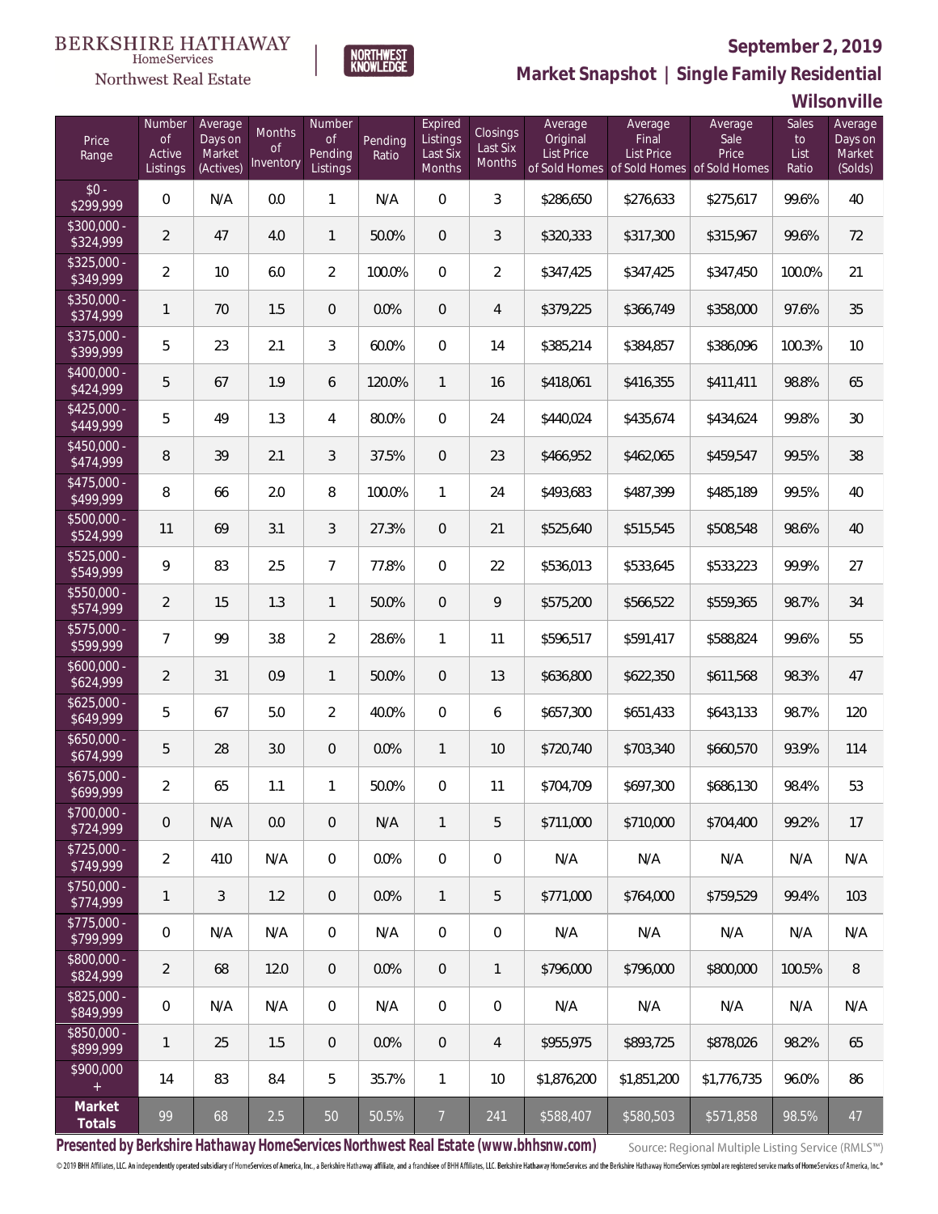BERKSHIRE HATHAWAY HomeServices Northwest Real Estate

NORTHWEST KNOWLEDGE

## September 2, 2019

## Market Snapshot | Single Family Residential

## Wilsonville

| Price Range | Number of Active Listings | Average Days on Market (Actives) | Months of Inventory | Number of Pending Listings | Pending Ratio | Expired Listings Last Six Months | Closings Last Six Months | Average Original List Price of Sold Homes | Average Final List Price of Sold Homes | Average Sale Price of Sold Homes | Sales to List Ratio | Average Days on Market (Solds) |
|---|---|---|---|---|---|---|---|---|---|---|---|---|
| $0 - $299,999 | 0 | N/A | 0.0 | 1 | N/A | 0 | 3 | $286,650 | $276,633 | $275,617 | 99.6% | 40 |
| $300,000 - $324,999 | 2 | 47 | 4.0 | 1 | 50.0% | 0 | 3 | $320,333 | $317,300 | $315,967 | 99.6% | 72 |
| $325,000 - $349,999 | 2 | 10 | 6.0 | 2 | 100.0% | 0 | 2 | $347,425 | $347,425 | $347,450 | 100.0% | 21 |
| $350,000 - $374,999 | 1 | 70 | 1.5 | 0 | 0.0% | 0 | 4 | $379,225 | $366,749 | $358,000 | 97.6% | 35 |
| $375,000 - $399,999 | 5 | 23 | 2.1 | 3 | 60.0% | 0 | 14 | $385,214 | $384,857 | $386,096 | 100.3% | 10 |
| $400,000 - $424,999 | 5 | 67 | 1.9 | 6 | 120.0% | 1 | 16 | $418,061 | $416,355 | $411,411 | 98.8% | 65 |
| $425,000 - $449,999 | 5 | 49 | 1.3 | 4 | 80.0% | 0 | 24 | $440,024 | $435,674 | $434,624 | 99.8% | 30 |
| $450,000 - $474,999 | 8 | 39 | 2.1 | 3 | 37.5% | 0 | 23 | $466,952 | $462,065 | $459,547 | 99.5% | 38 |
| $475,000 - $499,999 | 8 | 66 | 2.0 | 8 | 100.0% | 1 | 24 | $493,683 | $487,399 | $485,189 | 99.5% | 40 |
| $500,000 - $524,999 | 11 | 69 | 3.1 | 3 | 27.3% | 0 | 21 | $525,640 | $515,545 | $508,548 | 98.6% | 40 |
| $525,000 - $549,999 | 9 | 83 | 2.5 | 7 | 77.8% | 0 | 22 | $536,013 | $533,645 | $533,223 | 99.9% | 27 |
| $550,000 - $574,999 | 2 | 15 | 1.3 | 1 | 50.0% | 0 | 9 | $575,200 | $566,522 | $559,365 | 98.7% | 34 |
| $575,000 - $599,999 | 7 | 99 | 3.8 | 2 | 28.6% | 1 | 11 | $596,517 | $591,417 | $588,824 | 99.6% | 55 |
| $600,000 - $624,999 | 2 | 31 | 0.9 | 1 | 50.0% | 0 | 13 | $636,800 | $622,350 | $611,568 | 98.3% | 47 |
| $625,000 - $649,999 | 5 | 67 | 5.0 | 2 | 40.0% | 0 | 6 | $657,300 | $651,433 | $643,133 | 98.7% | 120 |
| $650,000 - $674,999 | 5 | 28 | 3.0 | 0 | 0.0% | 1 | 10 | $720,740 | $703,340 | $660,570 | 93.9% | 114 |
| $675,000 - $699,999 | 2 | 65 | 1.1 | 1 | 50.0% | 0 | 11 | $704,709 | $697,300 | $686,130 | 98.4% | 53 |
| $700,000 - $724,999 | 0 | N/A | 0.0 | 0 | N/A | 1 | 5 | $711,000 | $710,000 | $704,400 | 99.2% | 17 |
| $725,000 - $749,999 | 2 | 410 | N/A | 0 | 0.0% | 0 | 0 | N/A | N/A | N/A | N/A | N/A |
| $750,000 - $774,999 | 1 | 3 | 1.2 | 0 | 0.0% | 1 | 5 | $771,000 | $764,000 | $759,529 | 99.4% | 103 |
| $775,000 - $799,999 | 0 | N/A | N/A | 0 | N/A | 0 | 0 | N/A | N/A | N/A | N/A | N/A |
| $800,000 - $824,999 | 2 | 68 | 12.0 | 0 | 0.0% | 0 | 1 | $796,000 | $796,000 | $800,000 | 100.5% | 8 |
| $825,000 - $849,999 | 0 | N/A | N/A | 0 | N/A | 0 | 0 | N/A | N/A | N/A | N/A | N/A |
| $850,000 - $899,999 | 1 | 25 | 1.5 | 0 | 0.0% | 0 | 4 | $955,975 | $893,725 | $878,026 | 98.2% | 65 |
| $900,000 + | 14 | 83 | 8.4 | 5 | 35.7% | 1 | 10 | $1,876,200 | $1,851,200 | $1,776,735 | 96.0% | 86 |
| **Market Totals** | 99 | 68 | 2.5 | 50 | 50.5% | 7 | 241 | $588,407 | $580,503 | $571,858 | 98.5% | 47 |

**Presented by Berkshire Hathaway HomeServices Northwest Real Estate (www.bhhsnw.com)**

Source: Regional Multiple Listing Service (RMLS™)

© 2019 BHH Affiliates, LLC. An independently operated subsidiary of HomeServices of America, Inc., a Berkshire Hathaway affiliate, and a franchisee of BHH Affiliates, LLC. Berkshire Hathaway HomeServices and the Berkshire Hathaway HomeServices symbol are registered service marks of HomeServices of America, Inc.®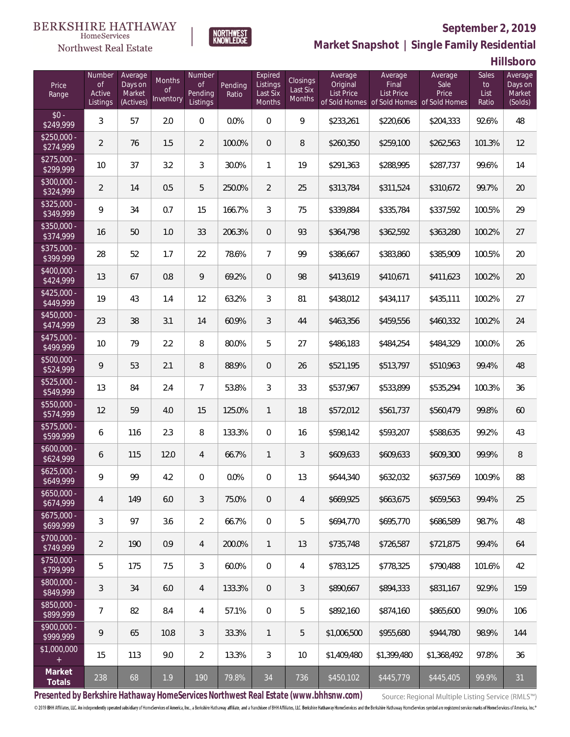BERKSHIRE HATHAWAY HomeServices Northwest Real Estate

NORTHWEST KNOWLEDGE

**September 2, 2019**

**Market Snapshot | Single Family Residential**

**Hillsboro**

| Price Range | Number of Active Listings | Average Days on Market (Actives) | Months of Inventory | Number of Pending Listings | Pending Ratio | Expired Listings Last Six Months | Closings Last Six Months | Average Original List Price of Sold Homes | Average Final List Price of Sold Homes | Average Sale Price of Sold Homes | Sales to List Ratio | Average Days on Market (Solds) |
|---|---|---|---|---|---|---|---|---|---|---|---|---|
| $0 - $249,999 | 3 | 57 | 2.0 | 0 | 0.0% | 0 | 9 | $233,261 | $220,606 | $204,333 | 92.6% | 48 |
| $250,000 - $274,999 | 2 | 76 | 1.5 | 2 | 100.0% | 0 | 8 | $260,350 | $259,100 | $262,563 | 101.3% | 12 |
| $275,000 - $299,999 | 10 | 37 | 3.2 | 3 | 30.0% | 1 | 19 | $291,363 | $288,995 | $287,737 | 99.6% | 14 |
| $300,000 - $324,999 | 2 | 14 | 0.5 | 5 | 250.0% | 2 | 25 | $313,784 | $311,524 | $310,672 | 99.7% | 20 |
| $325,000 - $349,999 | 9 | 34 | 0.7 | 15 | 166.7% | 3 | 75 | $339,884 | $335,784 | $337,592 | 100.5% | 29 |
| $350,000 - $374,999 | 16 | 50 | 1.0 | 33 | 206.3% | 0 | 93 | $364,798 | $362,592 | $363,280 | 100.2% | 27 |
| $375,000 - $399,999 | 28 | 52 | 1.7 | 22 | 78.6% | 7 | 99 | $386,667 | $383,860 | $385,909 | 100.5% | 20 |
| $400,000 - $424,999 | 13 | 67 | 0.8 | 9 | 69.2% | 0 | 98 | $413,619 | $410,671 | $411,623 | 100.2% | 20 |
| $425,000 - $449,999 | 19 | 43 | 1.4 | 12 | 63.2% | 3 | 81 | $438,012 | $434,117 | $435,111 | 100.2% | 27 |
| $450,000 - $474,999 | 23 | 38 | 3.1 | 14 | 60.9% | 3 | 44 | $463,356 | $459,556 | $460,332 | 100.2% | 24 |
| $475,000 - $499,999 | 10 | 79 | 2.2 | 8 | 80.0% | 5 | 27 | $486,183 | $484,254 | $484,329 | 100.0% | 26 |
| $500,000 - $524,999 | 9 | 53 | 2.1 | 8 | 88.9% | 0 | 26 | $521,195 | $513,797 | $510,963 | 99.4% | 48 |
| $525,000 - $549,999 | 13 | 84 | 2.4 | 7 | 53.8% | 3 | 33 | $537,967 | $533,899 | $535,294 | 100.3% | 36 |
| $550,000 - $574,999 | 12 | 59 | 4.0 | 15 | 125.0% | 1 | 18 | $572,012 | $561,737 | $560,479 | 99.8% | 60 |
| $575,000 - $599,999 | 6 | 116 | 2.3 | 8 | 133.3% | 0 | 16 | $598,142 | $593,207 | $588,635 | 99.2% | 43 |
| $600,000 - $624,999 | 6 | 115 | 12.0 | 4 | 66.7% | 1 | 3 | $609,633 | $609,633 | $609,300 | 99.9% | 8 |
| $625,000 - $649,999 | 9 | 99 | 4.2 | 0 | 0.0% | 0 | 13 | $644,340 | $632,032 | $637,569 | 100.9% | 88 |
| $650,000 - $674,999 | 4 | 149 | 6.0 | 3 | 75.0% | 0 | 4 | $669,925 | $663,675 | $659,563 | 99.4% | 25 |
| $675,000 - $699,999 | 3 | 97 | 3.6 | 2 | 66.7% | 0 | 5 | $694,770 | $695,770 | $686,589 | 98.7% | 48 |
| $700,000 - $749,999 | 2 | 190 | 0.9 | 4 | 200.0% | 1 | 13 | $735,748 | $726,587 | $721,875 | 99.4% | 64 |
| $750,000 - $799,999 | 5 | 175 | 7.5 | 3 | 60.0% | 0 | 4 | $783,125 | $778,325 | $790,488 | 101.6% | 42 |
| $800,000 - $849,999 | 3 | 34 | 6.0 | 4 | 133.3% | 0 | 3 | $890,667 | $894,333 | $831,167 | 92.9% | 159 |
| $850,000 - $899,999 | 7 | 82 | 8.4 | 4 | 57.1% | 0 | 5 | $892,160 | $874,160 | $865,600 | 99.0% | 106 |
| $900,000 - $999,999 | 9 | 65 | 10.8 | 3 | 33.3% | 1 | 5 | $1,006,500 | $955,680 | $944,780 | 98.9% | 144 |
| $1,000,000 + | 15 | 113 | 9.0 | 2 | 13.3% | 3 | 10 | $1,409,480 | $1,399,480 | $1,368,492 | 97.8% | 36 |
| **Market Totals** | 238 | 68 | 1.9 | 190 | 79.8% | 34 | 736 | $450,102 | $445,779 | $445,405 | 99.9% | 31 |

**Presented by Berkshire Hathaway HomeServices Northwest Real Estate (www.bhhsnw.com)**

Source: Regional Multiple Listing Service (RMLS™)

© 2019 BHH Affiliates, LLC. An independently operated subsidiary of HomeServices of America, Inc., a Berkshire Hathaway affiliate, and a franchisee of BHH Affiliates, LLC. Berkshire Hathaway HomeServices and the Berkshire Hathaway HomeServices symbol are registered service marks of HomeServices of America, Inc.®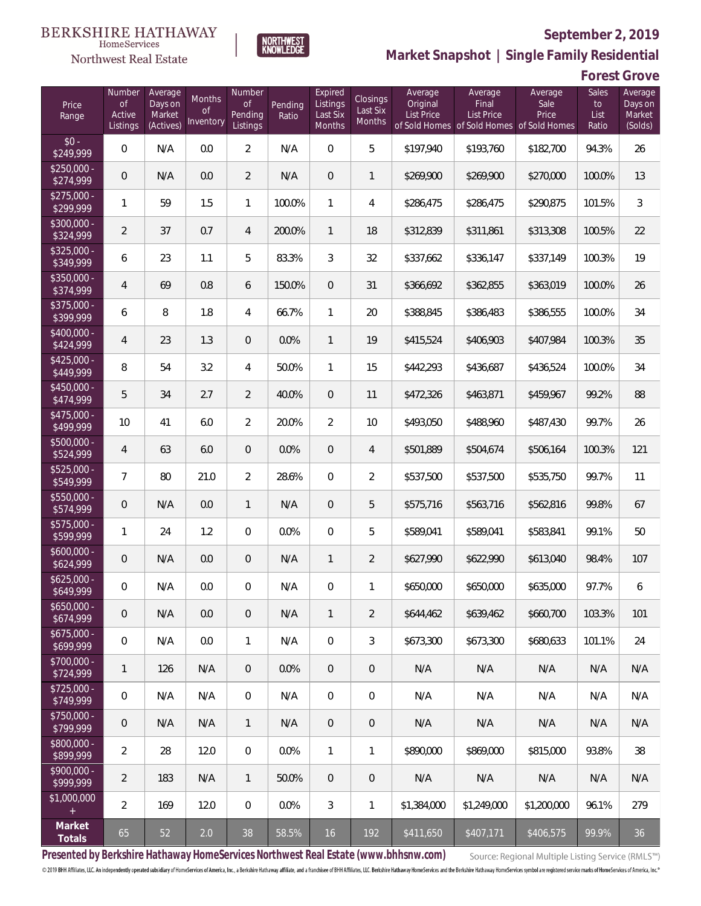BERKSHIRE HATHAWAY HomeServices Northwest Real Estate

NORTHWEST KNOWLEDGE

**September 2, 2019**

**Market Snapshot | Single Family Residential**

**Forest Grove**

| Price Range | Number of Active Listings | Average Days on Market (Actives) | Months of Inventory | Number of Pending Listings | Pending Ratio | Expired Listings Last Six Months | Closings Last Six Months | Average Original List Price of Sold Homes | Average Final List Price of Sold Homes | Average Sale Price of Sold Homes | Sales to List Ratio | Average Days on Market (Solds) |
|---|---|---|---|---|---|---|---|---|---|---|---|---|
| $0 - $249,999 | 0 | N/A | 0.0 | 2 | N/A | 0 | 5 | $197,940 | $193,760 | $182,700 | 94.3% | 26 |
| $250,000 - $274,999 | 0 | N/A | 0.0 | 2 | N/A | 0 | 1 | $269,900 | $269,900 | $270,000 | 100.0% | 13 |
| $275,000 - $299,999 | 1 | 59 | 1.5 | 1 | 100.0% | 1 | 4 | $286,475 | $286,475 | $290,875 | 101.5% | 3 |
| $300,000 - $324,999 | 2 | 37 | 0.7 | 4 | 200.0% | 1 | 18 | $312,839 | $311,861 | $313,308 | 100.5% | 22 |
| $325,000 - $349,999 | 6 | 23 | 1.1 | 5 | 83.3% | 3 | 32 | $337,662 | $336,147 | $337,149 | 100.3% | 19 |
| $350,000 - $374,999 | 4 | 69 | 0.8 | 6 | 150.0% | 0 | 31 | $366,692 | $362,855 | $363,019 | 100.0% | 26 |
| $375,000 - $399,999 | 6 | 8 | 1.8 | 4 | 66.7% | 1 | 20 | $388,845 | $386,483 | $386,555 | 100.0% | 34 |
| $400,000 - $424,999 | 4 | 23 | 1.3 | 0 | 0.0% | 1 | 19 | $415,524 | $406,903 | $407,984 | 100.3% | 35 |
| $425,000 - $449,999 | 8 | 54 | 3.2 | 4 | 50.0% | 1 | 15 | $442,293 | $436,687 | $436,524 | 100.0% | 34 |
| $450,000 - $474,999 | 5 | 34 | 2.7 | 2 | 40.0% | 0 | 11 | $472,326 | $463,871 | $459,967 | 99.2% | 88 |
| $475,000 - $499,999 | 10 | 41 | 6.0 | 2 | 20.0% | 2 | 10 | $493,050 | $488,960 | $487,430 | 99.7% | 26 |
| $500,000 - $524,999 | 4 | 63 | 6.0 | 0 | 0.0% | 0 | 4 | $501,889 | $504,674 | $506,164 | 100.3% | 121 |
| $525,000 - $549,999 | 7 | 80 | 21.0 | 2 | 28.6% | 0 | 2 | $537,500 | $537,500 | $535,750 | 99.7% | 11 |
| $550,000 - $574,999 | 0 | N/A | 0.0 | 1 | N/A | 0 | 5 | $575,716 | $563,716 | $562,816 | 99.8% | 67 |
| $575,000 - $599,999 | 1 | 24 | 1.2 | 0 | 0.0% | 0 | 5 | $589,041 | $589,041 | $583,841 | 99.1% | 50 |
| $600,000 - $624,999 | 0 | N/A | 0.0 | 0 | N/A | 1 | 2 | $627,990 | $622,990 | $613,040 | 98.4% | 107 |
| $625,000 - $649,999 | 0 | N/A | 0.0 | 0 | N/A | 0 | 1 | $650,000 | $650,000 | $635,000 | 97.7% | 6 |
| $650,000 - $674,999 | 0 | N/A | 0.0 | 0 | N/A | 1 | 2 | $644,462 | $639,462 | $660,700 | 103.3% | 101 |
| $675,000 - $699,999 | 0 | N/A | 0.0 | 1 | N/A | 0 | 3 | $673,300 | $673,300 | $680,633 | 101.1% | 24 |
| $700,000 - $724,999 | 1 | 126 | N/A | 0 | 0.0% | 0 | 0 | N/A | N/A | N/A | N/A | N/A |
| $725,000 - $749,999 | 0 | N/A | N/A | 0 | N/A | 0 | 0 | N/A | N/A | N/A | N/A | N/A |
| $750,000 - $799,999 | 0 | N/A | N/A | 1 | N/A | 0 | 0 | N/A | N/A | N/A | N/A | N/A |
| $800,000 - $899,999 | 2 | 28 | 12.0 | 0 | 0.0% | 1 | 1 | $890,000 | $869,000 | $815,000 | 93.8% | 38 |
| $900,000 - $999,999 | 2 | 183 | N/A | 1 | 50.0% | 0 | 0 | N/A | N/A | N/A | N/A | N/A |
| $1,000,000 + | 2 | 169 | 12.0 | 0 | 0.0% | 3 | 1 | $1,384,000 | $1,249,000 | $1,200,000 | 96.1% | 279 |
| **Market Totals** | 65 | 52 | 2.0 | 38 | 58.5% | 16 | 192 | $411,650 | $407,171 | $406,575 | 99.9% | 36 |

**Presented by Berkshire Hathaway HomeServices Northwest Real Estate (www.bhhsnw.com)**

Source: Regional Multiple Listing Service (RMLS™)

© 2019 BHH Affiliates, LLC. An independently operated subsidiary of HomeServices of America, Inc., a Berkshire Hathaway affiliate, and a franchisee of BHH Affiliates, LLC. Berkshire Hathaway HomeServices and the Berkshire Hathaway HomeServices symbol are registered service marks of HomeServices of America, Inc.®